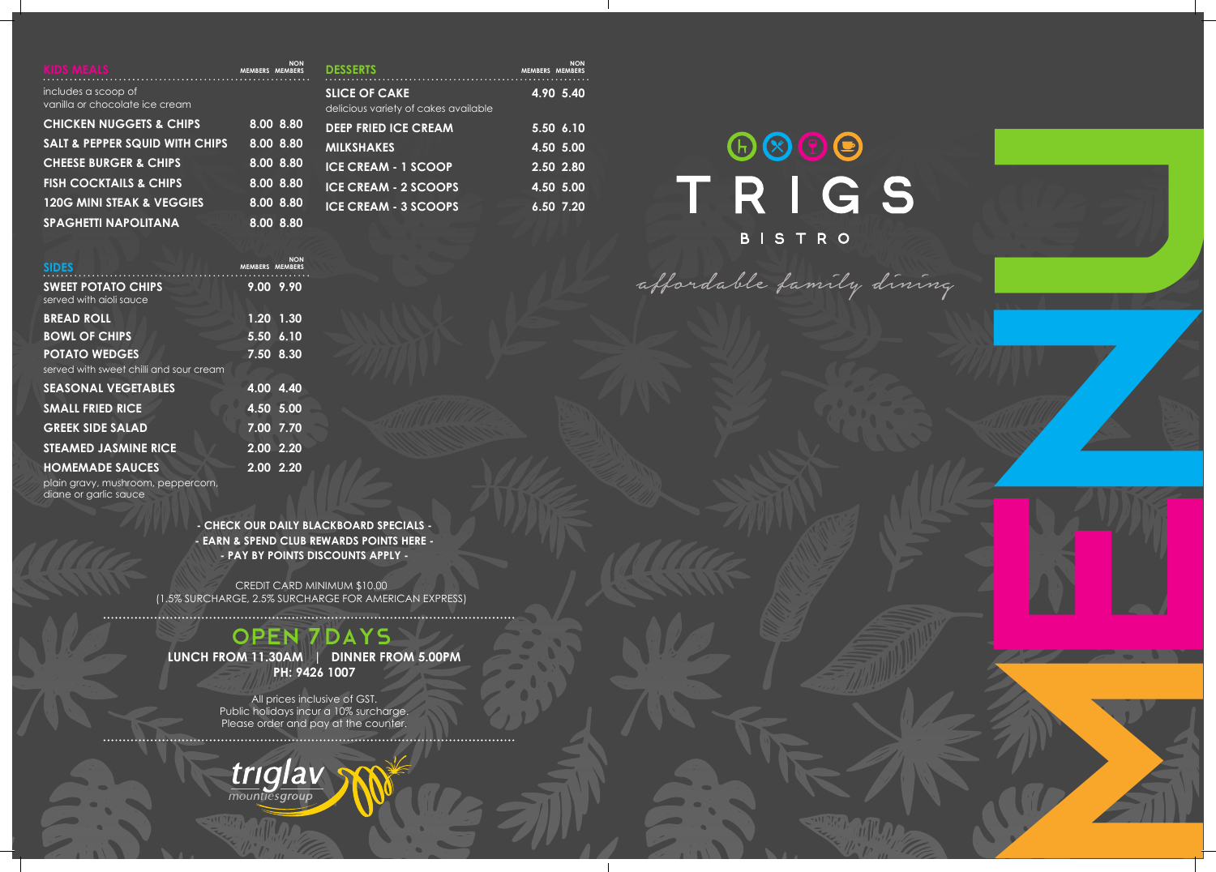## KIDS MEALS

includes a scoop of vanilla or chocolate ice cream

| | MEMBERS | NON MEMBERS |
|---|---|---|
| CHICKEN NUGGETS & CHIPS | 8.00 | 8.80 |
| SALT & PEPPER SQUID WITH CHIPS | 8.00 | 8.80 |
| CHEESE BURGER & CHIPS | 8.00 | 8.80 |
| FISH COCKTAILS & CHIPS | 8.00 | 8.80 |
| 120G MINI STEAK & VEGGIES | 8.00 | 8.80 |
| SPAGHETTI NAPOLITANA | 8.00 | 8.80 |

## SIDES

| | MEMBERS | NON MEMBERS |
|---|---|---|
| SWEET POTATO CHIPS<br>served with aioli sauce | 9.00 | 9.90 |
| BREAD ROLL | 1.20 | 1.30 |
| BOWL OF CHIPS | 5.50 | 6.10 |
| POTATO WEDGES<br>served with sweet chilli and sour cream | 7.50 | 8.30 |
| SEASONAL VEGETABLES | 4.00 | 4.40 |
| SMALL FRIED RICE | 4.50 | 5.00 |
| GREEK SIDE SALAD | 7.00 | 7.70 |
| STEAMED JASMINE RICE | 2.00 | 2.20 |
| HOMEMADE SAUCES<br>plain gravy, mushroom, peppercorn, diane or garlic sauce | 2.00 | 2.20 |

## DESSERTS

| | MEMBERS | NON MEMBERS |
|---|---|---|
| SLICE OF CAKE<br>delicious variety of cakes available | 4.90 | 5.40 |
| DEEP FRIED ICE CREAM | 5.50 | 6.10 |
| MILKSHAKES | 4.50 | 5.00 |
| ICE CREAM - 1 SCOOP | 2.50 | 2.80 |
| ICE CREAM - 2 SCOOPS | 4.50 | 5.00 |
| ICE CREAM - 3 SCOOPS | 6.50 | 7.20 |

**- CHECK OUR DAILY BLACKBOARD SPECIALS -**
**- EARN & SPEND CLUB REWARDS POINTS HERE -**
**- PAY BY POINTS DISCOUNTS APPLY -**

CREDIT CARD MINIMUM $10.00
(1.5% SURCHARGE, 2.5% SURCHARGE FOR AMERICAN EXPRESS)

## OPEN 7 DAYS

**LUNCH FROM 11.30AM | DINNER FROM 5.00PM**
**PH: 9426 1007**

All prices inclusive of GST.
Public holidays incur a 10% surcharge.
Please order and pay at the counter.

triglav mountiesgroup

# TRIGS BISTRO

*affordable family dining*

# MENU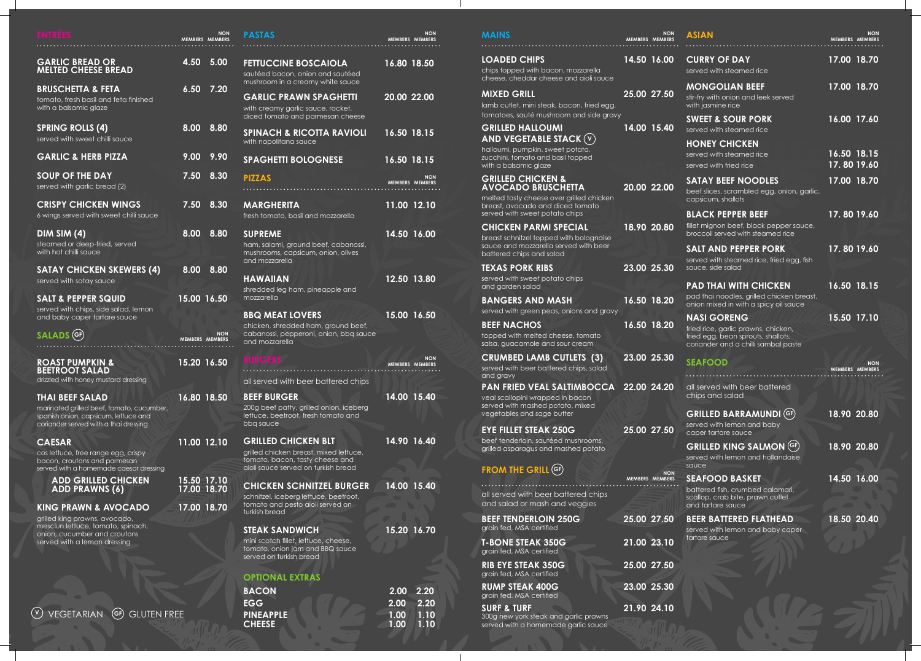## ENTRÉES

| | MEMBERS | NON MEMBERS |
|---|---|---|
| **GARLIC BREAD OR MELTED CHEESE BREAD** | 4.50 | 5.00 |
| **BRUSCHETTA & FETA**<br>tomato, fresh basil and feta finished with a balsamic glaze | 6.50 | 7.20 |
| **SPRING ROLLS (4)**<br>served with sweet chilli sauce | 8.00 | 8.80 |
| **GARLIC & HERB PIZZA** | 9.00 | 9.90 |
| **SOUP OF THE DAY**<br>served with garlic bread (2) | 7.50 | 8.30 |
| **CRISPY CHICKEN WINGS**<br>6 wings served with sweet chilli sauce | 7.50 | 8.30 |
| **DIM SIM (4)**<br>steamed or deep-fried, served with hot chilli sauce | 8.00 | 8.80 |
| **SATAY CHICKEN SKEWERS (4)**<br>served with satay sauce | 8.00 | 8.80 |
| **SALT & PEPPER SQUID**<br>served with chips, side salad, lemon and baby caper tartare sauce | 15.00 | 16.50 |

## SALADS (GF)

| | MEMBERS | NON MEMBERS |
|---|---|---|
| **ROAST PUMPKIN & BEETROOT SALAD**<br>drizzled with honey mustard dressing | 15.20 | 16.50 |
| **THAI BEEF SALAD**<br>marinated grilled beef, tomato, cucumber, spanish onion, capsicum, lettuce and coriander served with a thai dressing | 16.80 | 18.50 |
| **CAESAR**<br>cos lettuce, free range egg, crispy bacon, croutons and parmesan served with a homemade caesar dressing | 11.00 | 12.10 |
| **ADD GRILLED CHICKEN** | 15.50 | 17.10 |
| **ADD PRAWNS (6)** | 17.00 | 18.70 |
| **KING PRAWN & AVOCADO**<br>grilled king prawns, avocado, mesclun lettuce, tomato, spinach, onion, cucumber and croutons served with a lemon dressing | 17.00 | 18.70 |

(V) VEGETARIAN (GF) GLUTEN FREE

## PASTAS

| | MEMBERS | NON MEMBERS |
|---|---|---|
| **FETTUCCINE BOSCAIOLA**<br>sautéed bacon, onion and sautéed mushroom in a creamy white sauce | 16.80 | 18.50 |
| **GARLIC PRAWN SPAGHETTI**<br>with creamy garlic sauce, rocket, diced tomato and parmesan cheese | 20.00 | 22.00 |
| **SPINACH & RICOTTA RAVIOLI**<br>with napolitana sauce | 16.50 | 18.15 |
| **SPAGHETTI BOLOGNESE** | 16.50 | 18.15 |

## PIZZAS

| | MEMBERS | NON MEMBERS |
|---|---|---|
| **MARGHERITA**<br>fresh tomato, basil and mozzarella | 11.00 | 12.10 |
| **SUPREME**<br>ham, salami, ground beef, cabanossi, mushrooms, capsicum, onion, olives and mozzarella | 14.50 | 16.00 |
| **HAWAIIAN**<br>shredded leg ham, pineapple and mozzarella | 12.50 | 13.80 |
| **BBQ MEAT LOVERS**<br>chicken, shredded ham, ground beef, cabanossi, pepperoni, onion, bbq sauce and mozzarella | 15.00 | 16.50 |

## BURGERS

all served with beer battered chips

| | MEMBERS | NON MEMBERS |
|---|---|---|
| **BEEF BURGER**<br>200g beef patty, grilled onion, iceberg lettuce, beetroot, fresh tomato and bbq sauce | 14.00 | 15.40 |
| **GRILLED CHICKEN BLT**<br>grilled chicken breast, mixed lettuce, tomato, bacon, tasty cheese and aioli sauce served on turkish bread | 14.90 | 16.40 |
| **CHICKEN SCHNITZEL BURGER**<br>schnitzel, iceberg lettuce, beetroot, tomato and pesto aioli served on turkish bread | 14.00 | 15.40 |
| **STEAK SANDWICH**<br>mini scotch fillet, lettuce, cheese, tomato, onion jam and BBQ sauce served on turkish bread | 15.20 | 16.70 |

## OPTIONAL EXTRAS

| | MEMBERS | NON MEMBERS |
|---|---|---|
| **BACON** | 2.00 | 2.20 |
| **EGG** | 2.00 | 2.20 |
| **PINEAPPLE** | 1.00 | 1.10 |
| **CHEESE** | 1.00 | 1.10 |

## MAINS

| | MEMBERS | NON MEMBERS |
|---|---|---|
| **LOADED CHIPS**<br>chips topped with bacon, mozzarella cheese, cheddar cheese and aioli sauce | 14.50 | 16.00 |
| **MIXED GRILL**<br>lamb cutlet, mini steak, bacon, fried egg, tomatoes, sauté mushroom and side gravy | 25.00 | 27.50 |
| **GRILLED HALLOUMI AND VEGETABLE STACK (V)**<br>halloumi, pumpkin, sweet potato, zucchini, tomato and basil topped with a balsamic glaze | 14.00 | 15.40 |
| **GRILLED CHICKEN & AVOCADO BRUSCHETTA**<br>melted tasty cheese over grilled chicken breast, avocado and diced tomato served with sweet potato chips | 20.00 | 22.00 |
| **CHICKEN PARMI SPECIAL**<br>breast schnitzel topped with bolognaise sauce and mozzarella served with beer battered chips and salad | 18.90 | 20.80 |
| **TEXAS PORK RIBS**<br>served with sweet potato chips and garden salad | 23.00 | 25.30 |
| **BANGERS AND MASH**<br>served with green peas, onions and gravy | 16.50 | 18.20 |
| **BEEF NACHOS**<br>topped with melted cheese, tomato salsa, guacamole and sour cream | 16.50 | 18.20 |
| **CRUMBED LAMB CUTLETS (3)**<br>served with beer battered chips, salad and gravy | 23.00 | 25.30 |
| **PAN FRIED VEAL SALTIMBOCCA**<br>veal scallopini wrapped in bacon served with mashed potato, mixed vegetables and sage butter | 22.00 | 24.20 |
| **EYE FILLET STEAK 250G**<br>beef tenderloin, sautéed mushrooms, grilled asparagus and mashed potato | 25.00 | 27.50 |

## FROM THE GRILL (GF)

all served with beer battered chips and salad or mash and veggies

| | MEMBERS | NON MEMBERS |
|---|---|---|
| **BEEF TENDERLOIN 250G**<br>grain fed, MSA certified | 25.00 | 27.50 |
| **T-BONE STEAK 350G**<br>grain fed, MSA certified | 21.00 | 23.10 |
| **RIB EYE STEAK 350G**<br>grain fed, MSA certified | 25.00 | 27.50 |
| **RUMP STEAK 400G**<br>grain fed, MSA certified | 23.00 | 25.30 |
| **SURF & TURF**<br>300g new york steak and garlic prawns served with a homemade garlic sauce | 21.90 | 24.10 |

## ASIAN

| | MEMBERS | NON MEMBERS |
|---|---|---|
| **CURRY OF DAY**<br>served with steamed rice | 17.00 | 18.70 |
| **MONGOLIAN BEEF**<br>stir-fry with onion and leek served with jasmine rice | 17.00 | 18.70 |
| **SWEET & SOUR PORK**<br>served with steamed rice | 16.00 | 17.60 |
| **HONEY CHICKEN**<br>served with steamed rice | 16.50 | 18.15 |
| served with fried rice | 17.80 | 19.60 |
| **SATAY BEEF NOODLES**<br>beef slices, scrambled egg, onion, garlic, capsicum, shallots | 17.00 | 18.70 |
| **BLACK PEPPER BEEF**<br>fillet mignon beef, black pepper sauce, broccoli served with steamed rice | 17.80 | 19.60 |
| **SALT AND PEPPER PORK**<br>served with steamed rice, fried egg, fish sauce, side salad | 17.80 | 19.60 |
| **PAD THAI WITH CHICKEN**<br>pad thai noodles, grilled chicken breast, onion mixed in with a spicy oil sauce | 16.50 | 18.15 |
| **NASI GORENG**<br>fried rice, garlic prawns, chicken, fried egg, bean sprouts, shallots, coriander and a chilli sambal paste | 15.50 | 17.10 |

## SEAFOOD

all served with beer battered chips and salad

| | MEMBERS | NON MEMBERS |
|---|---|---|
| **GRILLED BARRAMUNDI (GF)**<br>served with lemon and baby caper tartare sauce | 18.90 | 20.80 |
| **GRILLED KING SALMON (GF)**<br>served with lemon and hollandaise sauce | 18.90 | 20.80 |
| **SEAFOOD BASKET**<br>battered fish, crumbed calamari, scallop, crab bite, prawn cutlet and tartare sauce | 14.50 | 16.00 |
| **BEER BATTERED FLATHEAD**<br>served with lemon and baby caper tartare sauce | 18.50 | 20.40 |